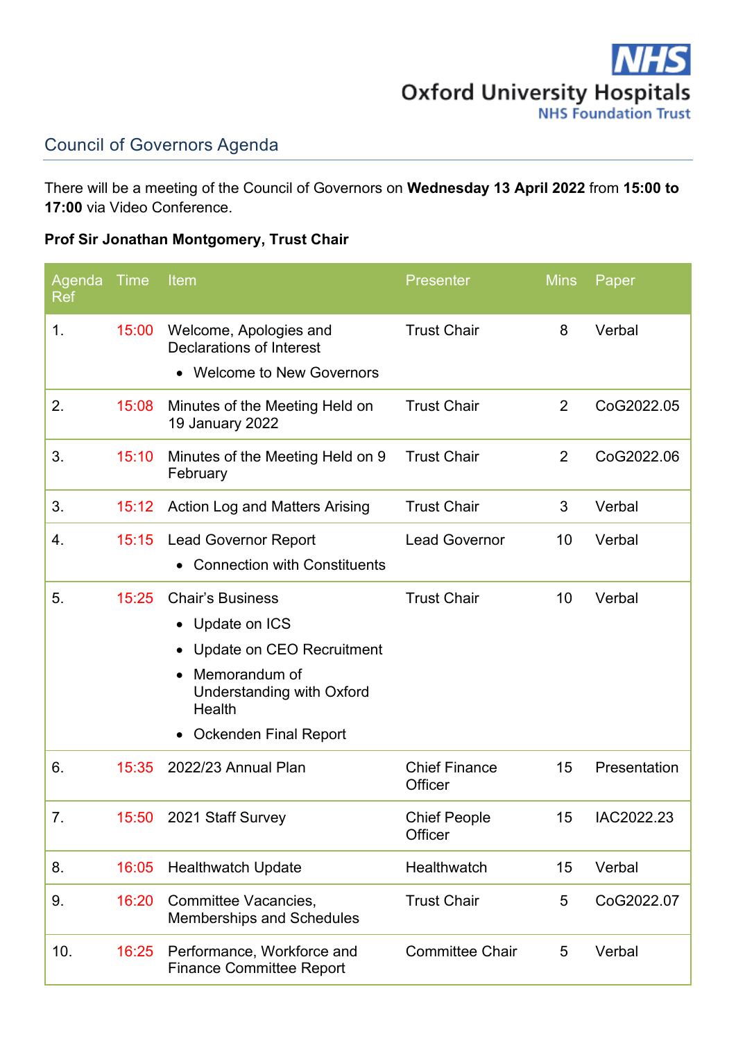NHS
Oxford University Hospitals
NHS Foundation Trust

## Council of Governors Agenda

There will be a meeting of the Council of Governors on **Wednesday 13 April 2022** from **15:00 to 17:00** via Video Conference.

**Prof Sir Jonathan Montgomery, Trust Chair**

| Agenda Ref | Time | Item | Presenter | Mins | Paper |
|---|---|---|---|---|---|
| 1. | 15:00 | Welcome, Apologies and Declarations of Interest<br>• Welcome to New Governors | Trust Chair | 8 | Verbal |
| 2. | 15:08 | Minutes of the Meeting Held on 19 January 2022 | Trust Chair | 2 | CoG2022.05 |
| 3. | 15:10 | Minutes of the Meeting Held on 9 February | Trust Chair | 2 | CoG2022.06 |
| 3. | 15:12 | Action Log and Matters Arising | Trust Chair | 3 | Verbal |
| 4. | 15:15 | Lead Governor Report<br>• Connection with Constituents | Lead Governor | 10 | Verbal |
| 5. | 15:25 | Chair's Business<br>• Update on ICS<br>• Update on CEO Recruitment<br>• Memorandum of Understanding with Oxford Health<br>• Ockenden Final Report | Trust Chair | 10 | Verbal |
| 6. | 15:35 | 2022/23 Annual Plan | Chief Finance Officer | 15 | Presentation |
| 7. | 15:50 | 2021 Staff Survey | Chief People Officer | 15 | IAC2022.23 |
| 8. | 16:05 | Healthwatch Update | Healthwatch | 15 | Verbal |
| 9. | 16:20 | Committee Vacancies, Memberships and Schedules | Trust Chair | 5 | CoG2022.07 |
| 10. | 16:25 | Performance, Workforce and Finance Committee Report | Committee Chair | 5 | Verbal |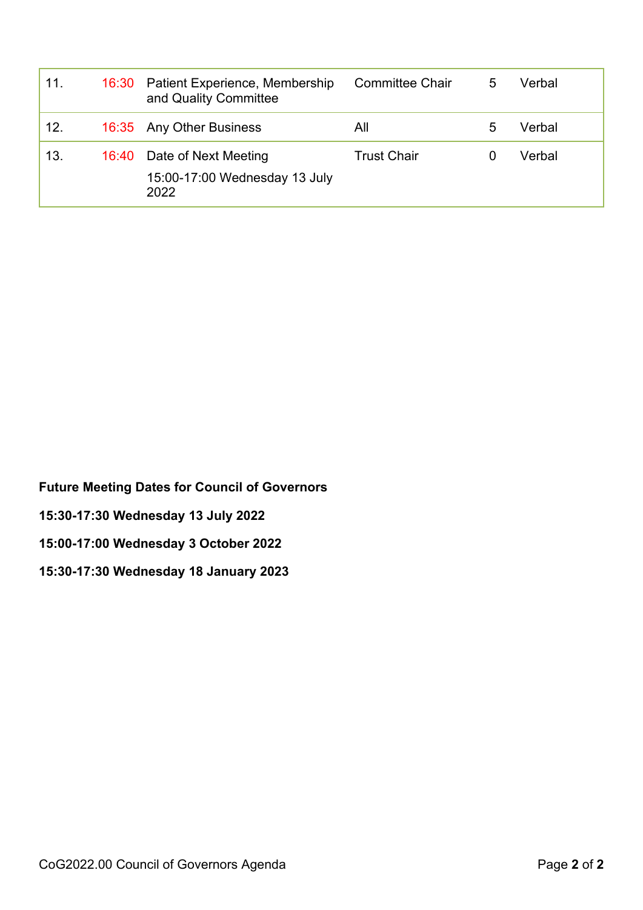| | | | | | |
|---|---|---|---|---|---|
| 11. | 16:30 | Patient Experience, Membership and Quality Committee | Committee Chair | 5 | Verbal |
| 12. | 16:35 | Any Other Business | All | 5 | Verbal |
| 13. | 16:40 | Date of Next Meeting<br><br>15:00-17:00 Wednesday 13 July 2022 | Trust Chair | 0 | Verbal |

**Future Meeting Dates for Council of Governors**

**15:30-17:30 Wednesday 13 July 2022**

**15:00-17:00 Wednesday 3 October 2022**

**15:30-17:30 Wednesday 18 January 2023**